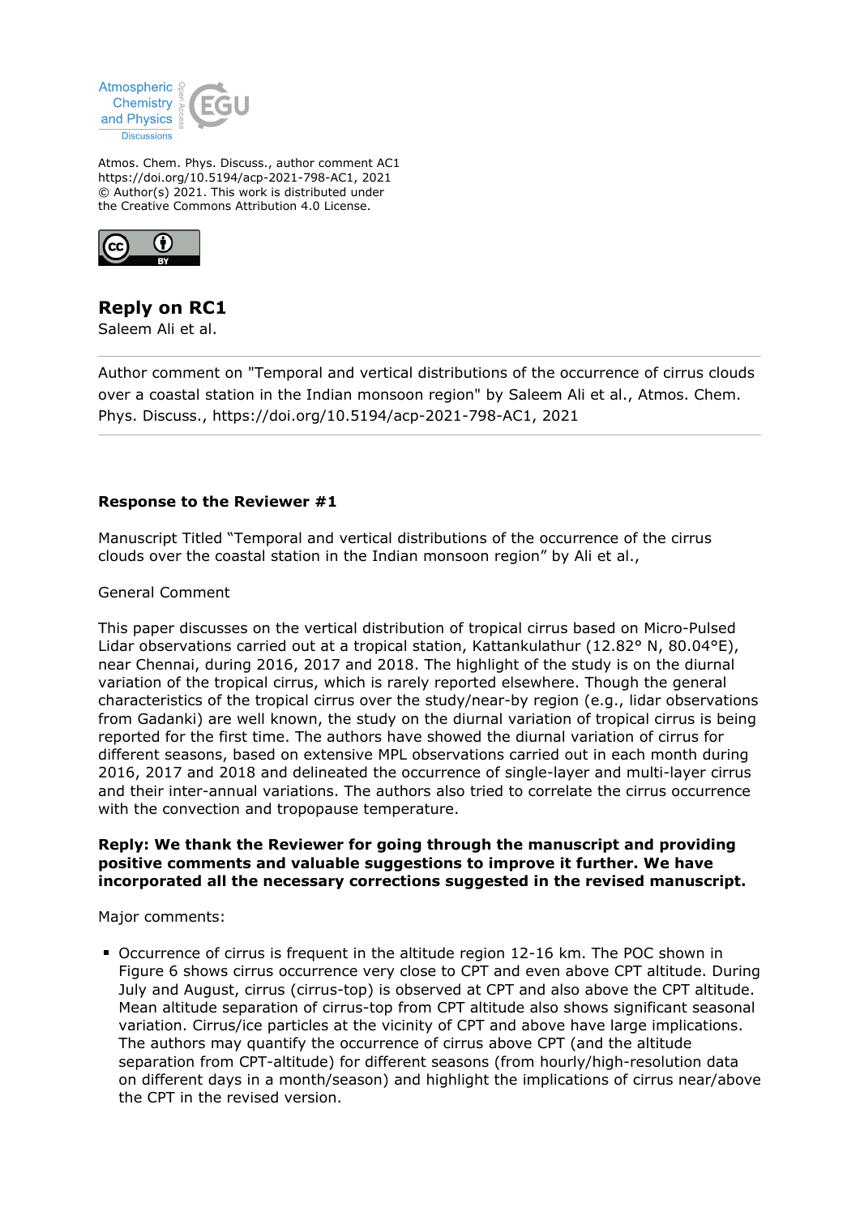Atmos. Chem. Phys. Discuss., author comment AC1
https://doi.org/10.5194/acp-2021-798-AC1, 2021
© Author(s) 2021. This work is distributed under
the Creative Commons Attribution 4.0 License.

# Reply on RC1

Saleem Ali et al.

---

Author comment on "Temporal and vertical distributions of the occurrence of cirrus clouds over a coastal station in the Indian monsoon region" by Saleem Ali et al., Atmos. Chem. Phys. Discuss., https://doi.org/10.5194/acp-2021-798-AC1, 2021

---

**Response to the Reviewer #1**

Manuscript Titled "Temporal and vertical distributions of the occurrence of the cirrus clouds over the coastal station in the Indian monsoon region" by Ali et al.,

General Comment

This paper discusses on the vertical distribution of tropical cirrus based on Micro-Pulsed Lidar observations carried out at a tropical station, Kattankulathur (12.82° N, 80.04°E), near Chennai, during 2016, 2017 and 2018. The highlight of the study is on the diurnal variation of the tropical cirrus, which is rarely reported elsewhere. Though the general characteristics of the tropical cirrus over the study/near-by region (e.g., lidar observations from Gadanki) are well known, the study on the diurnal variation of tropical cirrus is being reported for the first time. The authors have showed the diurnal variation of cirrus for different seasons, based on extensive MPL observations carried out in each month during 2016, 2017 and 2018 and delineated the occurrence of single-layer and multi-layer cirrus and their inter-annual variations. The authors also tried to correlate the cirrus occurrence with the convection and tropopause temperature.

**Reply: We thank the Reviewer for going through the manuscript and providing positive comments and valuable suggestions to improve it further. We have incorporated all the necessary corrections suggested in the revised manuscript.**

Major comments:

- Occurrence of cirrus is frequent in the altitude region 12-16 km. The POC shown in Figure 6 shows cirrus occurrence very close to CPT and even above CPT altitude. During July and August, cirrus (cirrus-top) is observed at CPT and also above the CPT altitude. Mean altitude separation of cirrus-top from CPT altitude also shows significant seasonal variation. Cirrus/ice particles at the vicinity of CPT and above have large implications. The authors may quantify the occurrence of cirrus above CPT (and the altitude separation from CPT-altitude) for different seasons (from hourly/high-resolution data on different days in a month/season) and highlight the implications of cirrus near/above the CPT in the revised version.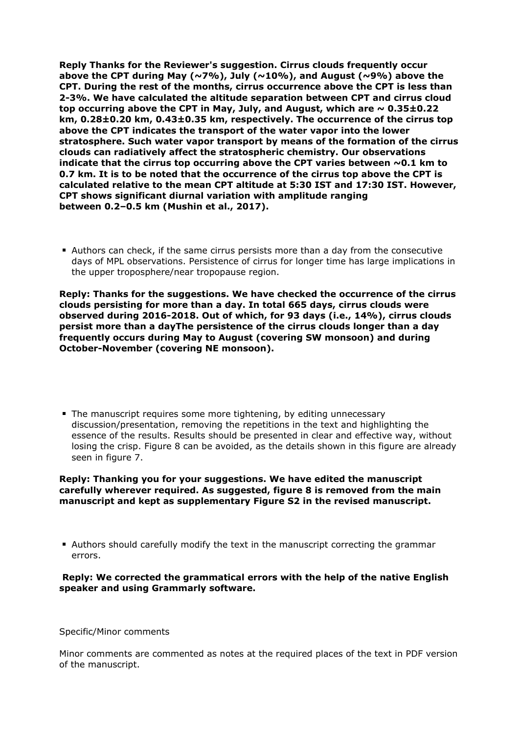**Reply Thanks for the Reviewer's suggestion. Cirrus clouds frequently occur above the CPT during May (~7%), July (~10%), and August (~9%) above the CPT. During the rest of the months, cirrus occurrence above the CPT is less than 2-3%. We have calculated the altitude separation between CPT and cirrus cloud top occurring above the CPT in May, July, and August, which are ~ 0.35±0.22 km, 0.28±0.20 km, 0.43±0.35 km, respectively. The occurrence of the cirrus top above the CPT indicates the transport of the water vapor into the lower stratosphere. Such water vapor transport by means of the formation of the cirrus clouds can radiatively affect the stratospheric chemistry. Our observations indicate that the cirrus top occurring above the CPT varies between ~0.1 km to 0.7 km. It is to be noted that the occurrence of the cirrus top above the CPT is calculated relative to the mean CPT altitude at 5:30 IST and 17:30 IST. However, CPT shows significant diurnal variation with amplitude ranging between 0.2–0.5 km (Mushin et al., 2017).**

- Authors can check, if the same cirrus persists more than a day from the consecutive days of MPL observations. Persistence of cirrus for longer time has large implications in the upper troposphere/near tropopause region.

**Reply: Thanks for the suggestions. We have checked the occurrence of the cirrus clouds persisting for more than a day. In total 665 days, cirrus clouds were observed during 2016-2018. Out of which, for 93 days (i.e., 14%), cirrus clouds persist more than a dayThe persistence of the cirrus clouds longer than a day frequently occurs during May to August (covering SW monsoon) and during October-November (covering NE monsoon).**

- The manuscript requires some more tightening, by editing unnecessary discussion/presentation, removing the repetitions in the text and highlighting the essence of the results. Results should be presented in clear and effective way, without losing the crisp. Figure 8 can be avoided, as the details shown in this figure are already seen in figure 7.

**Reply: Thanking you for your suggestions. We have edited the manuscript carefully wherever required. As suggested, figure 8 is removed from the main manuscript and kept as supplementary Figure S2 in the revised manuscript.**

- Authors should carefully modify the text in the manuscript correcting the grammar errors.

**Reply: We corrected the grammatical errors with the help of the native English speaker and using Grammarly software.**

Specific/Minor comments

Minor comments are commented as notes at the required places of the text in PDF version of the manuscript.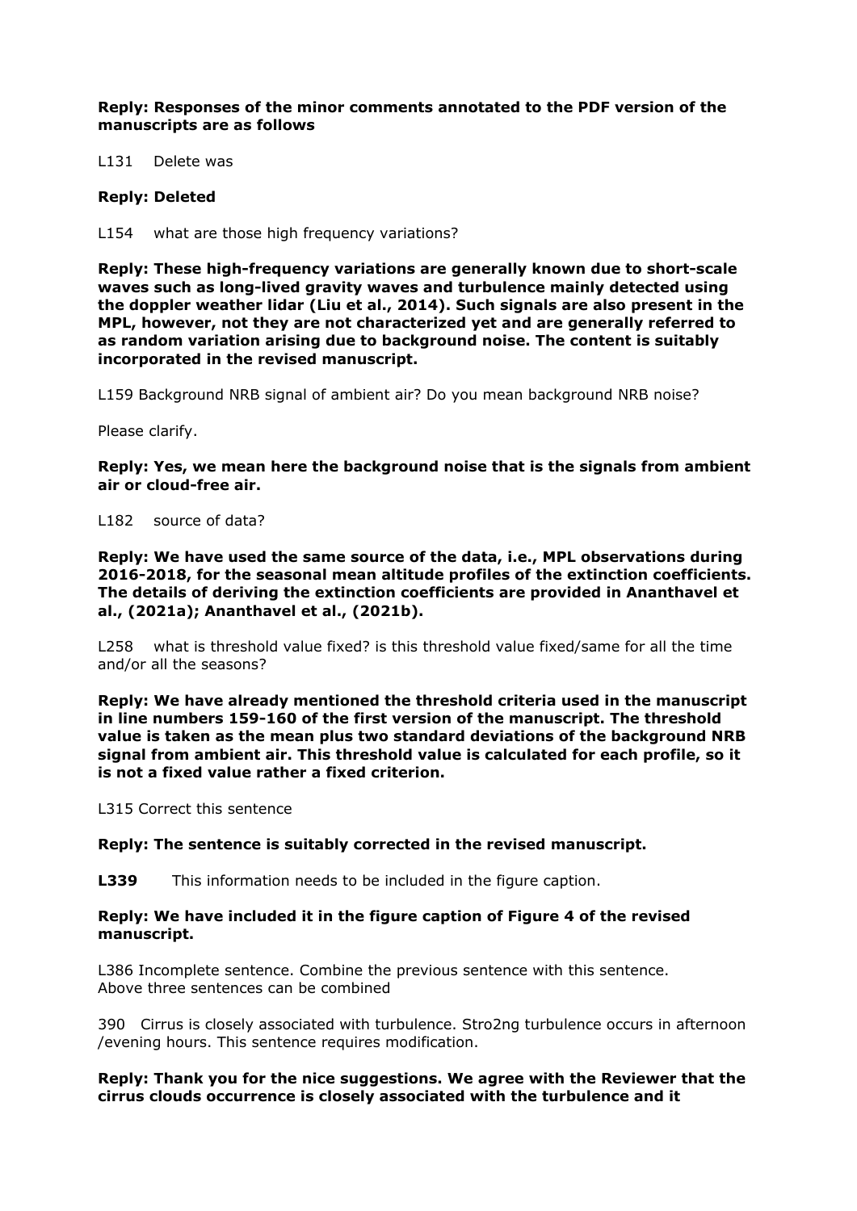**Reply: Responses of the minor comments annotated to the PDF version of the manuscripts are as follows**

L131 Delete was

**Reply: Deleted**

L154 what are those high frequency variations?

**Reply: These high-frequency variations are generally known due to short-scale waves such as long-lived gravity waves and turbulence mainly detected using the doppler weather lidar (Liu et al., 2014). Such signals are also present in the MPL, however, not they are not characterized yet and are generally referred to as random variation arising due to background noise. The content is suitably incorporated in the revised manuscript.**

L159 Background NRB signal of ambient air? Do you mean background NRB noise?

Please clarify.

**Reply: Yes, we mean here the background noise that is the signals from ambient air or cloud-free air.**

L182 source of data?

**Reply: We have used the same source of the data, i.e., MPL observations during 2016-2018, for the seasonal mean altitude profiles of the extinction coefficients. The details of deriving the extinction coefficients are provided in Ananthavel et al., (2021a); Ananthavel et al., (2021b).**

L258 what is threshold value fixed? is this threshold value fixed/same for all the time and/or all the seasons?

**Reply: We have already mentioned the threshold criteria used in the manuscript in line numbers 159-160 of the first version of the manuscript. The threshold value is taken as the mean plus two standard deviations of the background NRB signal from ambient air. This threshold value is calculated for each profile, so it is not a fixed value rather a fixed criterion.**

L315 Correct this sentence

**Reply: The sentence is suitably corrected in the revised manuscript.**

**L339** This information needs to be included in the figure caption.

**Reply: We have included it in the figure caption of Figure 4 of the revised manuscript.**

L386 Incomplete sentence. Combine the previous sentence with this sentence. Above three sentences can be combined

390 Cirrus is closely associated with turbulence. Stro2ng turbulence occurs in afternoon /evening hours. This sentence requires modification.

**Reply: Thank you for the nice suggestions. We agree with the Reviewer that the cirrus clouds occurrence is closely associated with the turbulence and it**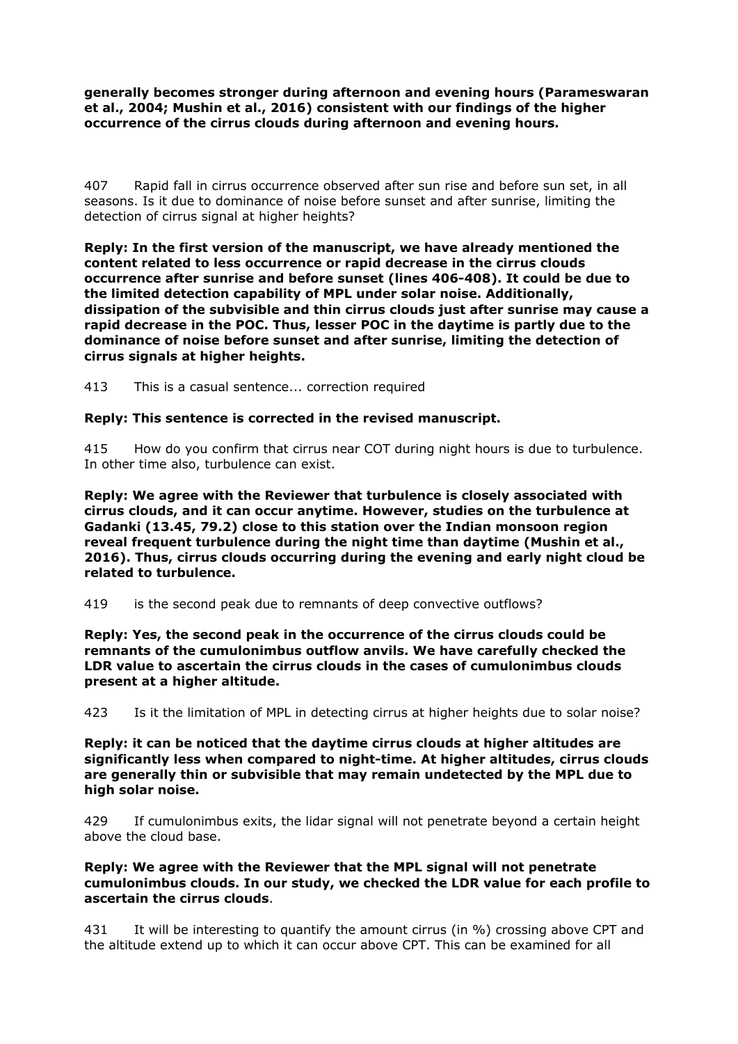**generally becomes stronger during afternoon and evening hours (Parameswaran et al., 2004; Mushin et al., 2016) consistent with our findings of the higher occurrence of the cirrus clouds during afternoon and evening hours.**

407 Rapid fall in cirrus occurrence observed after sun rise and before sun set, in all seasons. Is it due to dominance of noise before sunset and after sunrise, limiting the detection of cirrus signal at higher heights?

**Reply: In the first version of the manuscript, we have already mentioned the content related to less occurrence or rapid decrease in the cirrus clouds occurrence after sunrise and before sunset (lines 406-408). It could be due to the limited detection capability of MPL under solar noise. Additionally, dissipation of the subvisible and thin cirrus clouds just after sunrise may cause a rapid decrease in the POC. Thus, lesser POC in the daytime is partly due to the dominance of noise before sunset and after sunrise, limiting the detection of cirrus signals at higher heights.**

413 This is a casual sentence... correction required

**Reply: This sentence is corrected in the revised manuscript.**

415 How do you confirm that cirrus near COT during night hours is due to turbulence. In other time also, turbulence can exist.

**Reply: We agree with the Reviewer that turbulence is closely associated with cirrus clouds, and it can occur anytime. However, studies on the turbulence at Gadanki (13.45, 79.2) close to this station over the Indian monsoon region reveal frequent turbulence during the night time than daytime (Mushin et al., 2016). Thus, cirrus clouds occurring during the evening and early night cloud be related to turbulence.**

419 is the second peak due to remnants of deep convective outflows?

**Reply: Yes, the second peak in the occurrence of the cirrus clouds could be remnants of the cumulonimbus outflow anvils. We have carefully checked the LDR value to ascertain the cirrus clouds in the cases of cumulonimbus clouds present at a higher altitude.**

423 Is it the limitation of MPL in detecting cirrus at higher heights due to solar noise?

**Reply: it can be noticed that the daytime cirrus clouds at higher altitudes are significantly less when compared to night-time. At higher altitudes, cirrus clouds are generally thin or subvisible that may remain undetected by the MPL due to high solar noise.**

429 If cumulonimbus exits, the lidar signal will not penetrate beyond a certain height above the cloud base.

**Reply: We agree with the Reviewer that the MPL signal will not penetrate cumulonimbus clouds. In our study, we checked the LDR value for each profile to ascertain the cirrus clouds**.

431 It will be interesting to quantify the amount cirrus (in %) crossing above CPT and the altitude extend up to which it can occur above CPT. This can be examined for all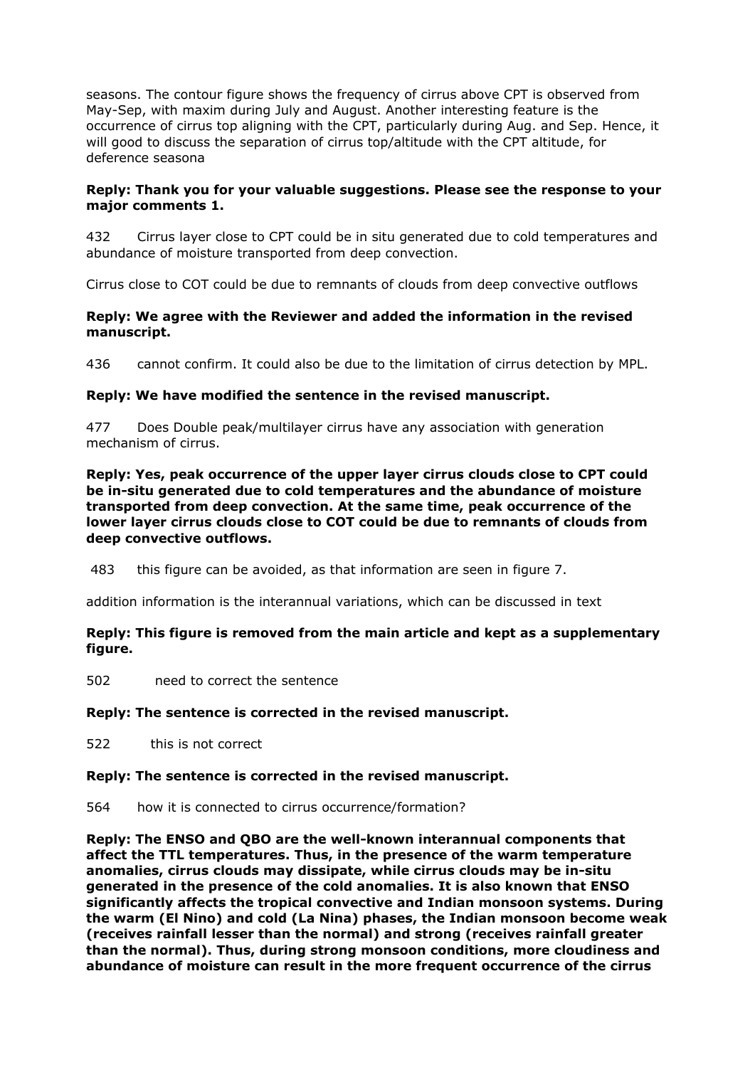seasons. The contour figure shows the frequency of cirrus above CPT is observed from May-Sep, with maxim during July and August. Another interesting feature is the occurrence of cirrus top aligning with the CPT, particularly during Aug. and Sep. Hence, it will good to discuss the separation of cirrus top/altitude with the CPT altitude, for deference seasona

**Reply: Thank you for your valuable suggestions. Please see the response to your major comments 1.**

432 Cirrus layer close to CPT could be in situ generated due to cold temperatures and abundance of moisture transported from deep convection.

Cirrus close to COT could be due to remnants of clouds from deep convective outflows

**Reply: We agree with the Reviewer and added the information in the revised manuscript.**

436 cannot confirm. It could also be due to the limitation of cirrus detection by MPL.

**Reply: We have modified the sentence in the revised manuscript.**

477 Does Double peak/multilayer cirrus have any association with generation mechanism of cirrus.

**Reply: Yes, peak occurrence of the upper layer cirrus clouds close to CPT could be in-situ generated due to cold temperatures and the abundance of moisture transported from deep convection. At the same time, peak occurrence of the lower layer cirrus clouds close to COT could be due to remnants of clouds from deep convective outflows.**

483 this figure can be avoided, as that information are seen in figure 7.

addition information is the interannual variations, which can be discussed in text

**Reply: This figure is removed from the main article and kept as a supplementary figure.**

502 need to correct the sentence

**Reply: The sentence is corrected in the revised manuscript.**

522 this is not correct

**Reply: The sentence is corrected in the revised manuscript.**

564 how it is connected to cirrus occurrence/formation?

**Reply: The ENSO and QBO are the well-known interannual components that affect the TTL temperatures. Thus, in the presence of the warm temperature anomalies, cirrus clouds may dissipate, while cirrus clouds may be in-situ generated in the presence of the cold anomalies. It is also known that ENSO significantly affects the tropical convective and Indian monsoon systems. During the warm (El Nino) and cold (La Nina) phases, the Indian monsoon become weak (receives rainfall lesser than the normal) and strong (receives rainfall greater than the normal). Thus, during strong monsoon conditions, more cloudiness and abundance of moisture can result in the more frequent occurrence of the cirrus**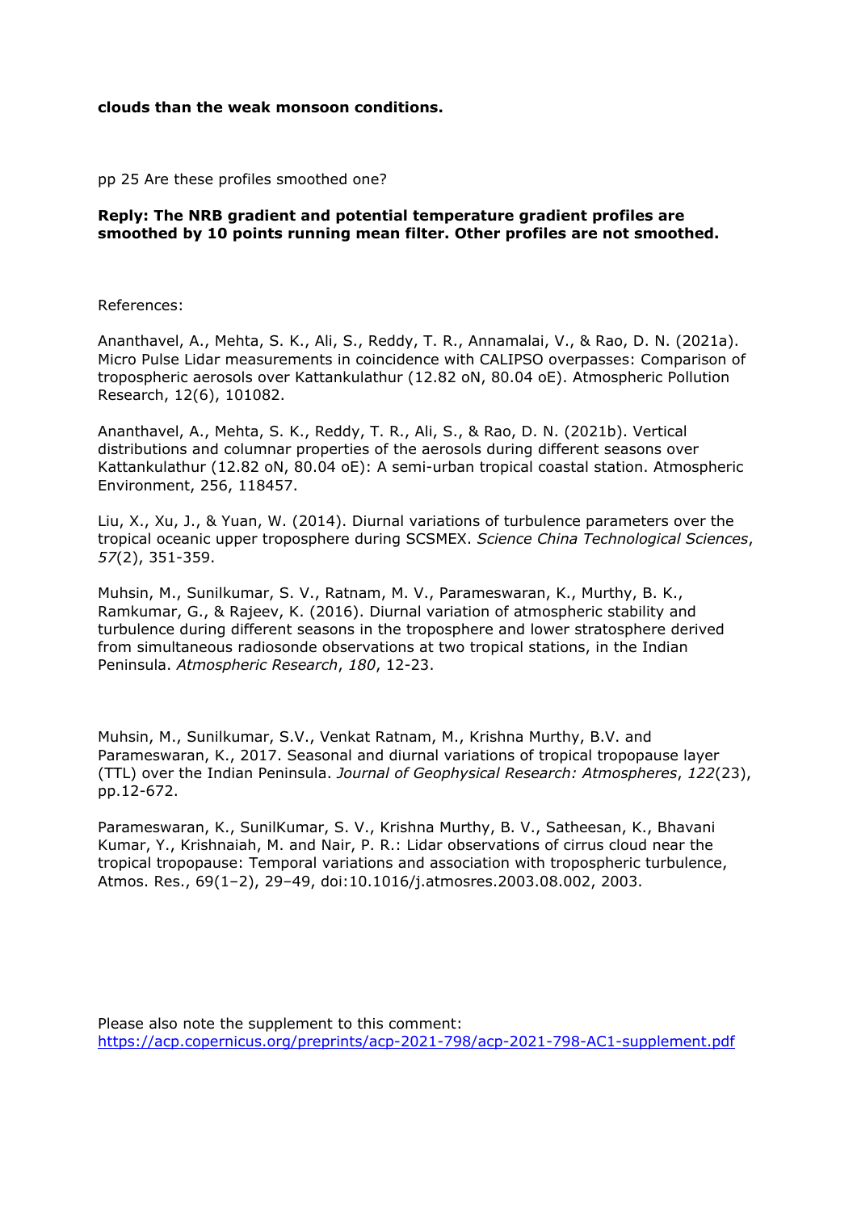**clouds than the weak monsoon conditions.**

pp 25 Are these profiles smoothed one?

**Reply: The NRB gradient and potential temperature gradient profiles are smoothed by 10 points running mean filter. Other profiles are not smoothed.**

References:

Ananthavel, A., Mehta, S. K., Ali, S., Reddy, T. R., Annamalai, V., & Rao, D. N. (2021a). Micro Pulse Lidar measurements in coincidence with CALIPSO overpasses: Comparison of tropospheric aerosols over Kattankulathur (12.82 oN, 80.04 oE). Atmospheric Pollution Research, 12(6), 101082.

Ananthavel, A., Mehta, S. K., Reddy, T. R., Ali, S., & Rao, D. N. (2021b). Vertical distributions and columnar properties of the aerosols during different seasons over Kattankulathur (12.82 oN, 80.04 oE): A semi-urban tropical coastal station. Atmospheric Environment, 256, 118457.

Liu, X., Xu, J., & Yuan, W. (2014). Diurnal variations of turbulence parameters over the tropical oceanic upper troposphere during SCSMEX. *Science China Technological Sciences*, *57*(2), 351-359.

Muhsin, M., Sunilkumar, S. V., Ratnam, M. V., Parameswaran, K., Murthy, B. K., Ramkumar, G., & Rajeev, K. (2016). Diurnal variation of atmospheric stability and turbulence during different seasons in the troposphere and lower stratosphere derived from simultaneous radiosonde observations at two tropical stations, in the Indian Peninsula. *Atmospheric Research*, *180*, 12-23.

Muhsin, M., Sunilkumar, S.V., Venkat Ratnam, M., Krishna Murthy, B.V. and Parameswaran, K., 2017. Seasonal and diurnal variations of tropical tropopause layer (TTL) over the Indian Peninsula. *Journal of Geophysical Research: Atmospheres*, *122*(23), pp.12-672.

Parameswaran, K., SunilKumar, S. V., Krishna Murthy, B. V., Satheesan, K., Bhavani Kumar, Y., Krishnaiah, M. and Nair, P. R.: Lidar observations of cirrus cloud near the tropical tropopause: Temporal variations and association with tropospheric turbulence, Atmos. Res., 69(1–2), 29–49, doi:10.1016/j.atmosres.2003.08.002, 2003.

Please also note the supplement to this comment:
[https://acp.copernicus.org/preprints/acp-2021-798/acp-2021-798-AC1-supplement.pdf](https://acp.copernicus.org/preprints/acp-2021-798/acp-2021-798-AC1-supplement.pdf)